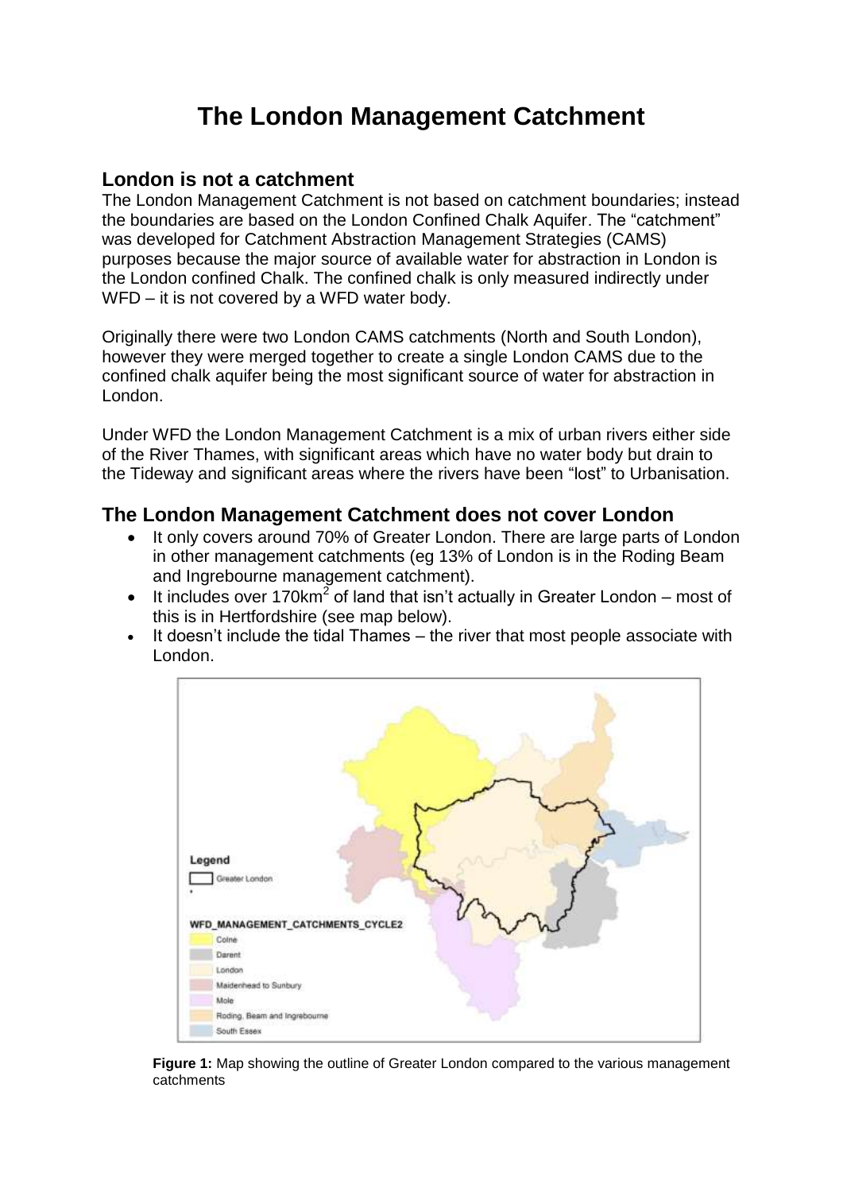# The London Management Catchment

## London is not a catchment

The London Management Catchment is not based on catchment boundaries; instead the boundaries are based on the London Confined Chalk Aquifer. The "catchment" was developed for Catchment Abstraction Management Strategies (CAMS) purposes because the major source of available water for abstraction in London is the London confined Chalk. The confined chalk is only measured indirectly under WFD – it is not covered by a WFD water body.

Originally there were two London CAMS catchments (North and South London), however they were merged together to create a single London CAMS due to the confined chalk aquifer being the most significant source of water for abstraction in London.

Under WFD the London Management Catchment is a mix of urban rivers either side of the River Thames, with significant areas which have no water body but drain to the Tideway and significant areas where the rivers have been "lost" to Urbanisation.

## The London Management Catchment does not cover London

- It only covers around 70% of Greater London. There are large parts of London in other management catchments (eg 13% of London is in the Roding Beam and Ingrebourne management catchment).
- It includes over 170km$^2$ of land that isn't actually in Greater London – most of this is in Hertfordshire (see map below).
- It doesn't include the tidal Thames – the river that most people associate with London.

**Figure 1:** Map showing the outline of Greater London compared to the various management catchments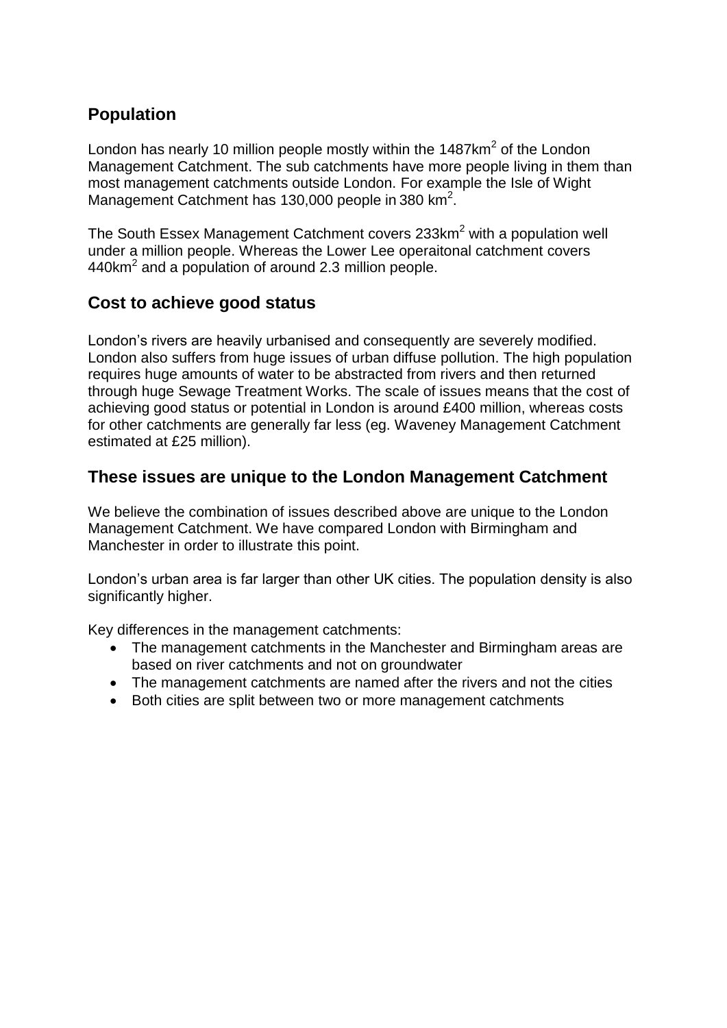## Population

London has nearly 10 million people mostly within the 1487km$^2$ of the London Management Catchment. The sub catchments have more people living in them than most management catchments outside London. For example the Isle of Wight Management Catchment has 130,000 people in 380 km$^2$.

The South Essex Management Catchment covers 233km$^2$ with a population well under a million people. Whereas the Lower Lee operaitonal catchment covers 440km$^2$ and a population of around 2.3 million people.

## Cost to achieve good status

London's rivers are heavily urbanised and consequently are severely modified. London also suffers from huge issues of urban diffuse pollution. The high population requires huge amounts of water to be abstracted from rivers and then returned through huge Sewage Treatment Works. The scale of issues means that the cost of achieving good status or potential in London is around £400 million, whereas costs for other catchments are generally far less (eg. Waveney Management Catchment estimated at £25 million).

## These issues are unique to the London Management Catchment

We believe the combination of issues described above are unique to the London Management Catchment. We have compared London with Birmingham and Manchester in order to illustrate this point.

London's urban area is far larger than other UK cities. The population density is also significantly higher.

Key differences in the management catchments:

- The management catchments in the Manchester and Birmingham areas are based on river catchments and not on groundwater
- The management catchments are named after the rivers and not the cities
- Both cities are split between two or more management catchments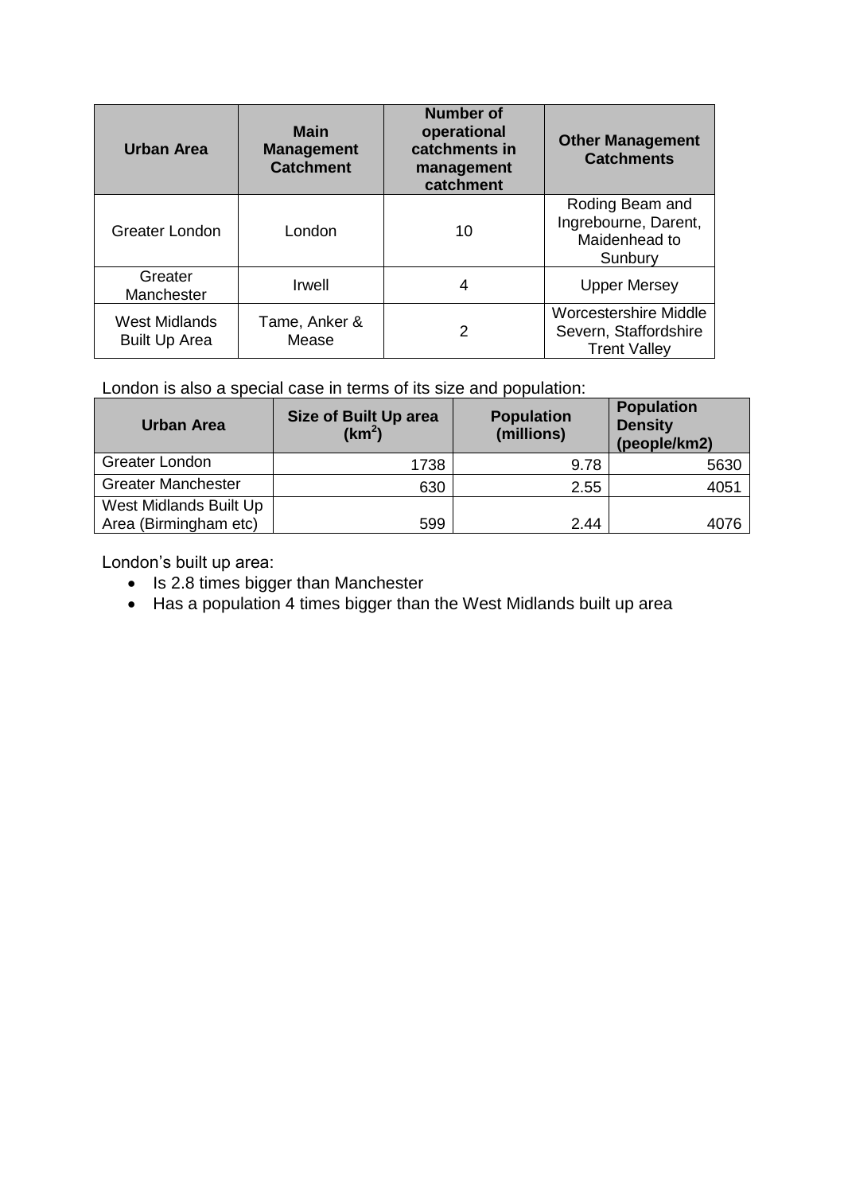| Urban Area | Main Management Catchment | Number of operational catchments in management catchment | Other Management Catchments |
|---|---|---|---|
| Greater London | London | 10 | Roding Beam and Ingrebourne, Darent, Maidenhead to Sunbury |
| Greater Manchester | Irwell | 4 | Upper Mersey |
| West Midlands Built Up Area | Tame, Anker & Mease | 2 | Worcestershire Middle Severn, Staffordshire Trent Valley |

London is also a special case in terms of its size and population:

| Urban Area | Size of Built Up area ($km^2$) | Population (millions) | Population Density (people/km2) |
|---|---|---|---|
| Greater London | 1738 | 9.78 | 5630 |
| Greater Manchester | 630 | 2.55 | 4051 |
| West Midlands Built Up Area (Birmingham etc) | 599 | 2.44 | 4076 |

London's built up area:

- Is 2.8 times bigger than Manchester
- Has a population 4 times bigger than the West Midlands built up area